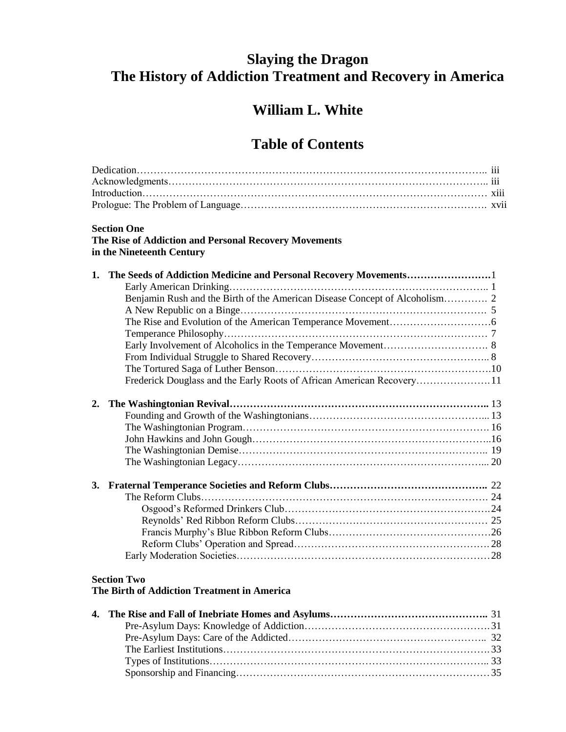# Slaying the Dragon
# The History of Addiction Treatment and Recovery in America

## William L. White

## Table of Contents

Dedication……………………………………………………………………………………….. iii
Acknowledgments……………………………………………………………………………….. iii
Introduction……………………………………………………………………………………… xiii
Prologue: The Problem of Language……………………………………………………………. xvii

**Section One**
**The Rise of Addiction and Personal Recovery Movements in the Nineteenth Century**

**1. The Seeds of Addiction Medicine and Personal Recovery Movements……………………1**
- Early American Drinking………………………………………………………………….. 1
- Benjamin Rush and the Birth of the American Disease Concept of Alcoholism…………. 2
- A New Republic on a Binge………………………………………………………………. 5
- The Rise and Evolution of the American Temperance Movement…………………………6
- Temperance Philosophy…………………………………………………………………… 7
- Early Involvement of Alcoholics in the Temperance Movement…………………………. 8
- From Individual Struggle to Shared Recovery…………………………………………….. 8
- The Tortured Saga of Luther Benson……………………………………………………….10
- Frederick Douglass and the Early Roots of African American Recovery…………………11

**2. The Washingtonian Revival…………………………………………………………………….. 13**
- Founding and Growth of the Washingtonians……………………………………………... 13
- The Washingtonian Program………………………………………………………………. 16
- John Hawkins and John Gough……………………………………………………………..16
- The Washingtonian Demise………………………………………………………………... 19
- The Washingtonian Legacy………………………………………………………………... 20

**3. Fraternal Temperance Societies and Reform Clubs……………………………………….. 22**
- The Reform Clubs…………………………………………………………………………. 24
  - Osgood's Reformed Drinkers Club…………………………………………………….24
  - Reynolds' Red Ribbon Reform Clubs…………………………………………………. 25
  - Francis Murphy's Blue Ribbon Reform Clubs…………………………………………26
  - Reform Clubs' Operation and Spread………………………………………………….28
- Early Moderation Societies…………………………………………………………………28

**Section Two**
**The Birth of Addiction Treatment in America**

**4. The Rise and Fall of Inebriate Homes and Asylums……………………………………….. 31**
- Pre-Asylum Days: Knowledge of Addiction……………………………………………….31
- Pre-Asylum Days: Care of the Addicted…………………………………………………... 32
- The Earliest Institutions…………………………………………………………………….33
- Types of Institutions……………………………………………………………………….. 33
- Sponsorship and Financing…………………………………………………………………35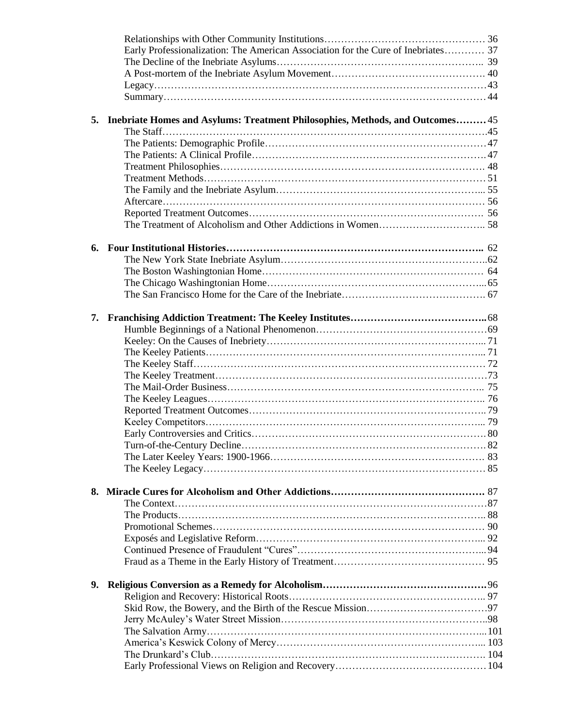Relationships with Other Community Institutions……………………………………… 36
Early Professionalization: The American Association for the Cure of Inebriates………… 37
The Decline of the Inebriate Asylums………………………………………………….. 39
A Post-mortem of the Inebriate Asylum Movement……………………………………. 40
Legacy……………………………………………………………………………………43
Summary…………………………………………………………………………………44

**5. Inebriate Homes and Asylums: Treatment Philosophies, Methods, and Outcomes………** 45
The Staff………………………………………………………………………………….45
The Patients: Demographic Profile…………………………………………………………47
The Patients: A Clinical Profile……………………………………………………………47
Treatment Philosophies…………………………………………………………………… 48
Treatment Methods…………………………………………………………………………51
The Family and the Inebriate Asylum……………………………………………………... 55
Aftercare…………………………………………………………………………………… 56
Reported Treatment Outcomes……………………………………………………………  56
The Treatment of Alcoholism and Other Addictions in Women………………………….. 58

**6. Four Institutional Histories…………………………………………………………………..** 62
The New York State Inebriate Asylum……………………………………………………..62
The Boston Washingtonian Home………………………………………………………  64
The Chicago Washingtonian Home………………………………………………………...65
The San Francisco Home for the Care of the Inebriate……………………………………. 67

**7. Franchising Addiction Treatment: The Keeley Institutes…………………………………..** 68
Humble Beginnings of a National Phenomenon……………………………………………69
Keeley: On the Causes of Inebriety………………………………………………………... 71
The Keeley Patients………………………………………………………………………... 71
The Keeley Staff…………………………………………………………………………… 72
The Keeley Treatment………………………………………………………………………73
The Mail-Order Business………………………………………………………………….. 75
The Keeley Leagues……………………………………………………………………….. 76
Reported Treatment Outcomes…………………………………………………………….. 79
Keeley Competitors………………………………………………………………………... 79
Early Controversies and Critics…………………………………………………………… 80
Turn-of-the-Century Decline……………………………………………………………… 82
The Later Keeley Years: 1900-1966……………………………………………………… 83
The Keeley Legacy………………………………………………………………………… 85

**8. Miracle Cures for Alcoholism and Other Addictions……………………………………….** 87
The Context…………………………………………………………………………………87
The Products……………………………………………………………………………….. 88
Promotional Schemes……………………………………………………………………… 90
Exposés and Legislative Reform…………………………………………………………... 92
Continued Presence of Fraudulent "Cures"………………………………………………...94
Fraud as a Theme in the Early History of Treatment……………………………………… 95

**9. Religious Conversion as a Remedy for Alcoholism…………………………………………**96
Religion and Recovery: Historical Roots………………………………………………….. 97
Skid Row, the Bowery, and the Birth of the Rescue Mission………………………………97
Jerry McAuley's Water Street Mission……………………………………………………..98
The Salvation Army………………………………………………………………………...101
America's Keswick Colony of Mercy……………………………………………………... 103
The Drunkard's Club………………………………………………………………………. 104
Early Professional Views on Religion and Recovery………………………………………104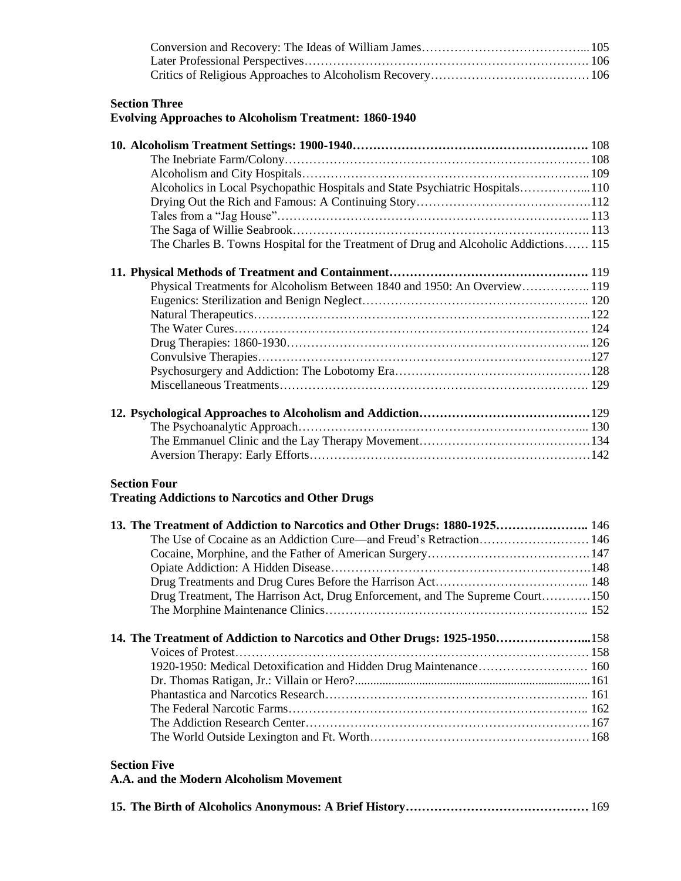Conversion and Recovery: The Ideas of William James………………………………….. 105
Later Professional Perspectives……………………………………………………………. 106
Critics of Religious Approaches to Alcoholism Recovery………………………………… 106

**Section Three**
**Evolving Approaches to Alcoholism Treatment: 1860-1940**

**10. Alcoholism Treatment Settings: 1900-1940…………………………………………………** 108
The Inebriate Farm/Colony………………………………………………………………… 108
Alcoholism and City Hospitals…………………………………………………………….. 109
Alcoholics in Local Psychopathic Hospitals and State Psychiatric Hospitals……………... 110
Drying Out the Rich and Famous: A Continuing Story…………………………………… 112
Tales from a "Jag House"………………………………………………………………….. 113
The Saga of Willie Seabrook………………………………………………………………. 113
The Charles B. Towns Hospital for the Treatment of Drug and Alcoholic Addictions…… 115

**11. Physical Methods of Treatment and Containment…………………………………………** 119
Physical Treatments for Alcoholism Between 1840 and 1950: An Overview…………….. 119
Eugenics: Sterilization and Benign Neglect……………………………………………….. 120
Natural Therapeutics………………………………………………………………………... 122
The Water Cures……………………………………………………………………………. 124
Drug Therapies: 1860-1930………………………………………………………………... 126
Convulsive Therapies………………………………………………………………………. 127
Psychosurgery and Addiction: The Lobotomy Era……………………………………….. 128
Miscellaneous Treatments…………………………………………………………………. 129

**12. Psychological Approaches to Alcoholism and Addiction…………………………………** 129
The Psychoanalytic Approach……………………………………………………………... 130
The Emmanuel Clinic and the Lay Therapy Movement…………………………………... 134
Aversion Therapy: Early Efforts…………………………………………………………… 142

**Section Four**
**Treating Addictions to Narcotics and Other Drugs**

**13. The Treatment of Addiction to Narcotics and Other Drugs: 1880-1925…………………..** 146
The Use of Cocaine as an Addiction Cure—and Freud's Retraction……………………… 146
Cocaine, Morphine, and the Father of American Surgery…………………………………. 147
Opiate Addiction: A Hidden Disease………………………………………………………. 148
Drug Treatments and Drug Cures Before the Harrison Act……………………………….. 148
Drug Treatment, The Harrison Act, Drug Enforcement, and The Supreme Court………… 150
The Morphine Maintenance Clinics……………………………………………………….. 152

**14. The Treatment of Addiction to Narcotics and Other Drugs: 1925-1950…………………...** 158
Voices of Protest……………………………………………………………………………. 158
1920-1950: Medical Detoxification and Hidden Drug Maintenance……………………… 160
Dr. Thomas Ratigan, Jr.: Villain or Hero?........................................................................... 161
Phantastica and Narcotics Research………………………………………………………... 161
The Federal Narcotic Farms……………………………………………………………….. 162
The Addiction Research Center……………………………………………………………. 167
The World Outside Lexington and Ft. Worth……………………………………………... 168

**Section Five**
**A.A. and the Modern Alcoholism Movement**

**15. The Birth of Alcoholics Anonymous: A Brief History………………………………………** 169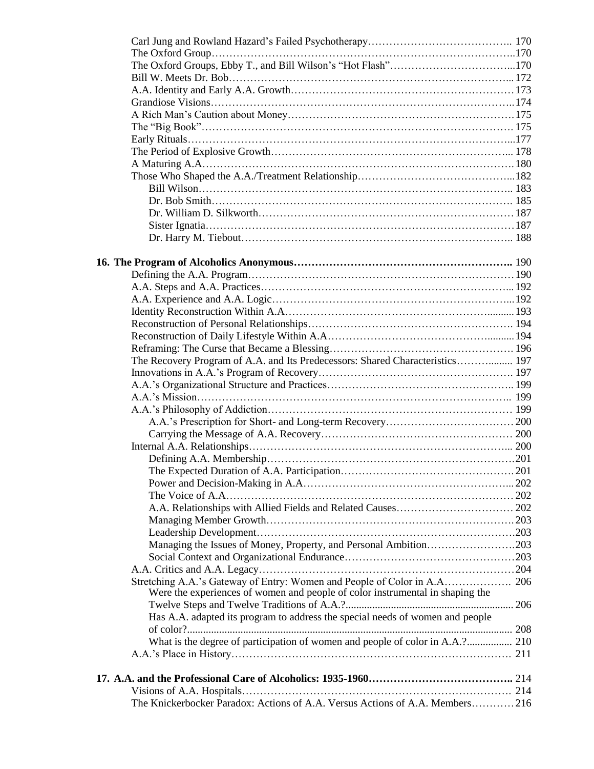Carl Jung and Rowland Hazard's Failed Psychotherapy…………………………………….. 170
The Oxford Group…………………………………………………………………………..170
The Oxford Groups, Ebby T., and Bill Wilson's "Hot Flash"……………………………...170
Bill W. Meets Dr. Bob……………………………………………………………………... 172
A.A. Identity and Early A.A. Growth……………………………………………………… 173
Grandiose Visions…………………………………………………………………………...174
A Rich Man's Caution about Money……………………………………………………… 175
The "Big Book"…………………………………………………………………………… 175
Early Rituals………………………………………………………………………………...177
The Period of Explosive Growth…………………………………………………….... 178
A Maturing A.A…………………………………………………………………………… 180
Those Who Shaped the A.A./Treatment Relationship……………………………………...182
- Bill Wilson……………………………………………………………………………... 183
- Dr. Bob Smith…………………………………………………………………………… 185
- Dr. William D. Silkworth……………………………………………………………… 187
- Sister Ignatia…………………………………………………………………………… 187
- Dr. Harry M. Tiebout………………………………………………………………….. 188

**16. The Program of Alcoholics Anonymous…………………………………………………….. 190**
Defining the A.A. Program………………………………………………………………… 190
A.A. Steps and A.A. Practices…………………………………………………………….... 192
A.A. Experience and A.A. Logic…………………………………………………………....192
Identity Reconstruction Within A.A……………………………………………………......... 193
Reconstruction of Personal Relationships………………………………………………… 194
Reconstruction of Daily Lifestyle Within A.A……………………………………….......... 194
Reframing: The Curse that Became a Blessing…………………………………………… 196
The Recovery Program of A.A. and Its Predecessors: Shared Characteristics……….......... 197
Innovations in A.A.'s Program of Recovery……………………………………………… 197
A.A.'s Organizational Structure and Practices…………………………………………….. 199
A.A.'s Mission……………………………………………………………………………….. 199
A.A.'s Philosophy of Addiction…………………………………………………………… 199
- A.A.'s Prescription for Short- and Long-term Recovery……………………………… 200
- Carrying the Message of A.A. Recovery……………………………………………… 200

Internal A.A. Relationships………………………………………………………………... 200
- Defining A.A. Membership……………………………………………………………201
- The Expected Duration of A.A. Participation…………………………………………201
- Power and Decision-Making in A.A…………………………………………………... 202
- The Voice of A.A………………………………………………………………………202
- A.A. Relationships with Allied Fields and Related Causes…………………………… 202
- Managing Member Growth…………………………………………………………….203
- Leadership Development……………………………………………………………….203
- Managing the Issues of Money, Property, and Personal Ambition…………………….203
- Social Context and Organizational Endurance…………………………………………203

A.A. Critics and A.A. Legacy……………………………………………………………… 204
Stretching A.A.'s Gateway of Entry: Women and People of Color in A.A………………. 206
- Were the experiences of women and people of color instrumental in shaping the Twelve Steps and Twelve Traditions of A.A.?.............................................................. 206
- Has A.A. adapted its program to address the special needs of women and people of color?......................................................................................................................... 208
- What is the degree of participation of women and people of color in A.A.?................. 210

A.A.'s Place in History……………………………………………………………………… 211

**17. A.A. and the Professional Care of Alcoholics: 1935-1960………………………………….. 214**
Visions of A.A. Hospitals…………………………………………………………………… 214
The Knickerbocker Paradox: Actions of A.A. Versus Actions of A.A. Members………… 216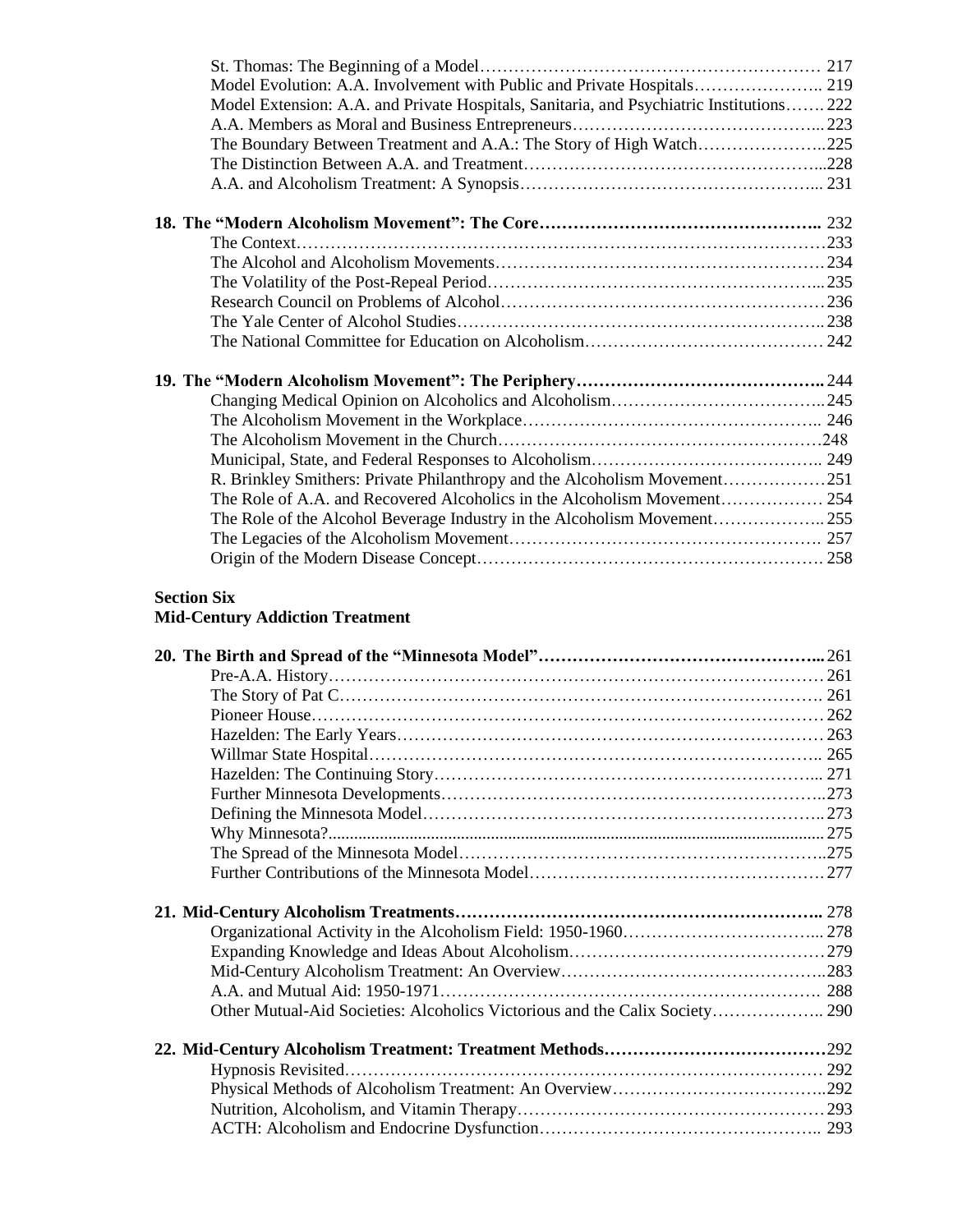St. Thomas: The Beginning of a Model……………………………………………………… 217
Model Evolution: A.A. Involvement with Public and Private Hospitals………………….. 219
Model Extension: A.A. and Private Hospitals, Sanitaria, and Psychiatric Institutions……. 222
A.A. Members as Moral and Business Entrepreneurs……………………………………... 223
The Boundary Between Treatment and A.A.: The Story of High Watch…………………..225
The Distinction Between A.A. and Treatment……………………………………………...228
A.A. and Alcoholism Treatment: A Synopsis……………………………………………... 231

**18. The "Modern Alcoholism Movement": The Core………………………………………….. 232**
The Context……………………………………………………………………………………233
The Alcohol and Alcoholism Movements…………………………………………………234
The Volatility of the Post-Repeal Period…………………………………………………...235
Research Council on Problems of Alcohol…………………………………………………236
The Yale Center of Alcohol Studies………………………………………………………..238
The National Committee for Education on Alcoholism…………………………………… 242

**19. The "Modern Alcoholism Movement": The Periphery……………………………………..244**
Changing Medical Opinion on Alcoholics and Alcoholism………………………………..245
The Alcoholism Movement in the Workplace…………………………………………….. 246
The Alcoholism Movement in the Church…………………………………………………248
Municipal, State, and Federal Responses to Alcoholism………………………………….. 249
R. Brinkley Smithers: Private Philanthropy and the Alcoholism Movement………………251
The Role of A.A. and Recovered Alcoholics in the Alcoholism Movement……………… 254
The Role of the Alcohol Beverage Industry in the Alcoholism Movement……………….. 255
The Legacies of the Alcoholism Movement………………………………………………. 257
Origin of the Modern Disease Concept……………………………………………………. 258

**Section Six**
**Mid-Century Addiction Treatment**

**20. The Birth and Spread of the "Minnesota Model"…………………………………………...261**
Pre-A.A. History…………………………………………………………………………… 261
The Story of Pat C…………………………………………………………………………. 261
Pioneer House……………………………………………………………………………… 262
Hazelden: The Early Years………………………………………………………………… 263
Willmar State Hospital…………………………………………………………………….. 265
Hazelden: The Continuing Story…………………………………………………………... 271
Further Minnesota Developments…………………………………………………………..273
Defining the Minnesota Model……………………………………………………………..273
Why Minnesota?................................................................................................................... 275
The Spread of the Minnesota Model………………………………………………………..275
Further Contributions of the Minnesota Model…………………………………………… 277

**21. Mid-Century Alcoholism Treatments……………………………………………………….. 278**
Organizational Activity in the Alcoholism Field: 1950-1960……………………………... 278
Expanding Knowledge and Ideas About Alcoholism………………………………………279
Mid-Century Alcoholism Treatment: An Overview………………………………………..283
A.A. and Mutual Aid: 1950-1971…………………………………………………………. 288
Other Mutual-Aid Societies: Alcoholics Victorious and the Calix Society……………….. 290

**22. Mid-Century Alcoholism Treatment: Treatment Methods…………………………………292**
Hypnosis Revisited………………………………………………………………………… 292
Physical Methods of Alcoholism Treatment: An Overview………………………………..292
Nutrition, Alcoholism, and Vitamin Therapy………………………………………………293
ACTH: Alcoholism and Endocrine Dysfunction………………………………………….. 293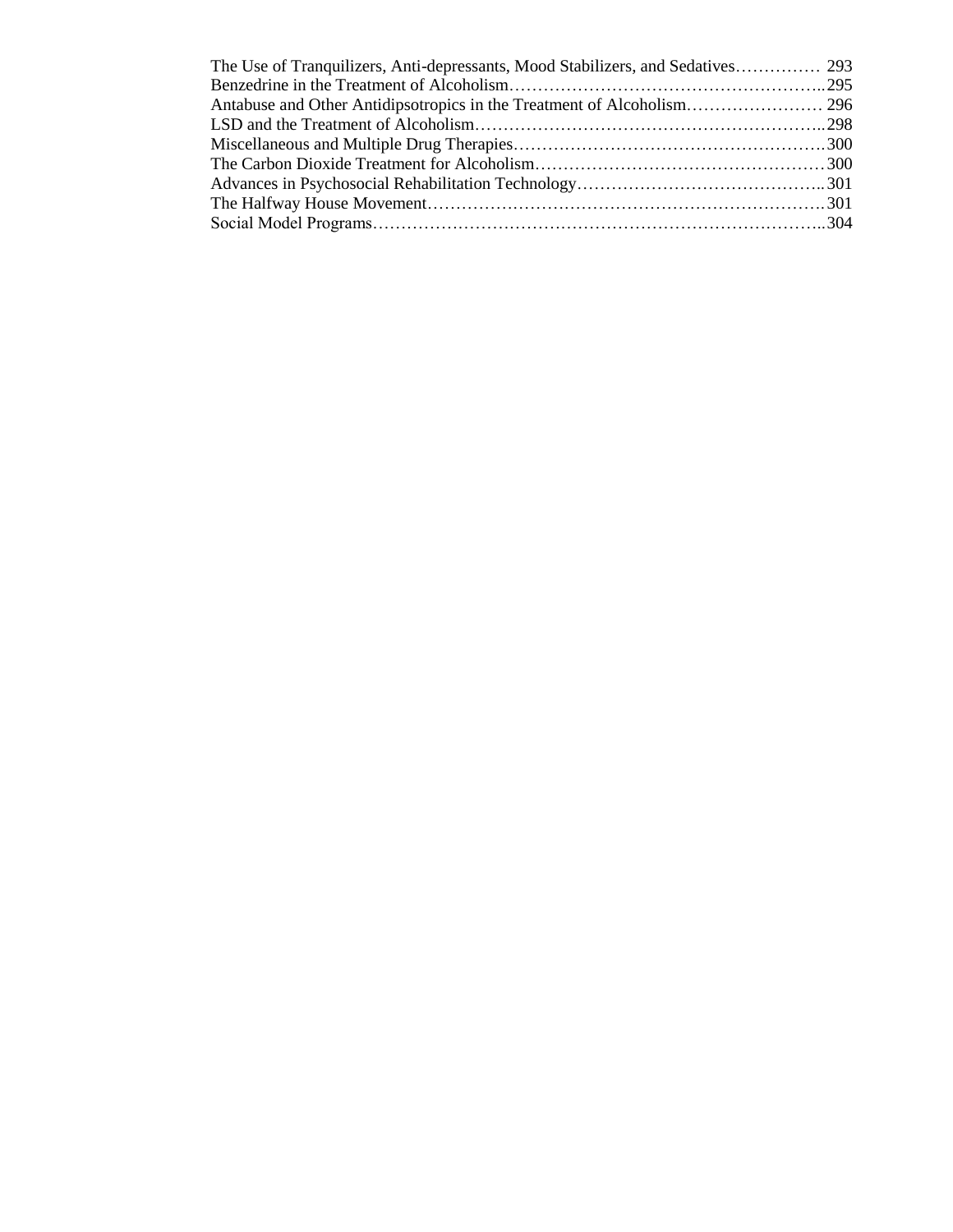The Use of Tranquilizers, Anti-depressants, Mood Stabilizers, and Sedatives…………… 293
Benzedrine in the Treatment of Alcoholism………………………………………………..295
Antabuse and Other Antidipsotropics in the Treatment of Alcoholism…………………… 296
LSD and the Treatment of Alcoholism……………………………………………………..298
Miscellaneous and Multiple Drug Therapies………………………………………………300
The Carbon Dioxide Treatment for Alcoholism……………………………………………300
Advances in Psychosocial Rehabilitation Technology……………………………………..301
The Halfway House Movement……………………………………………………………301
Social Model Programs……………………………………………………………………..304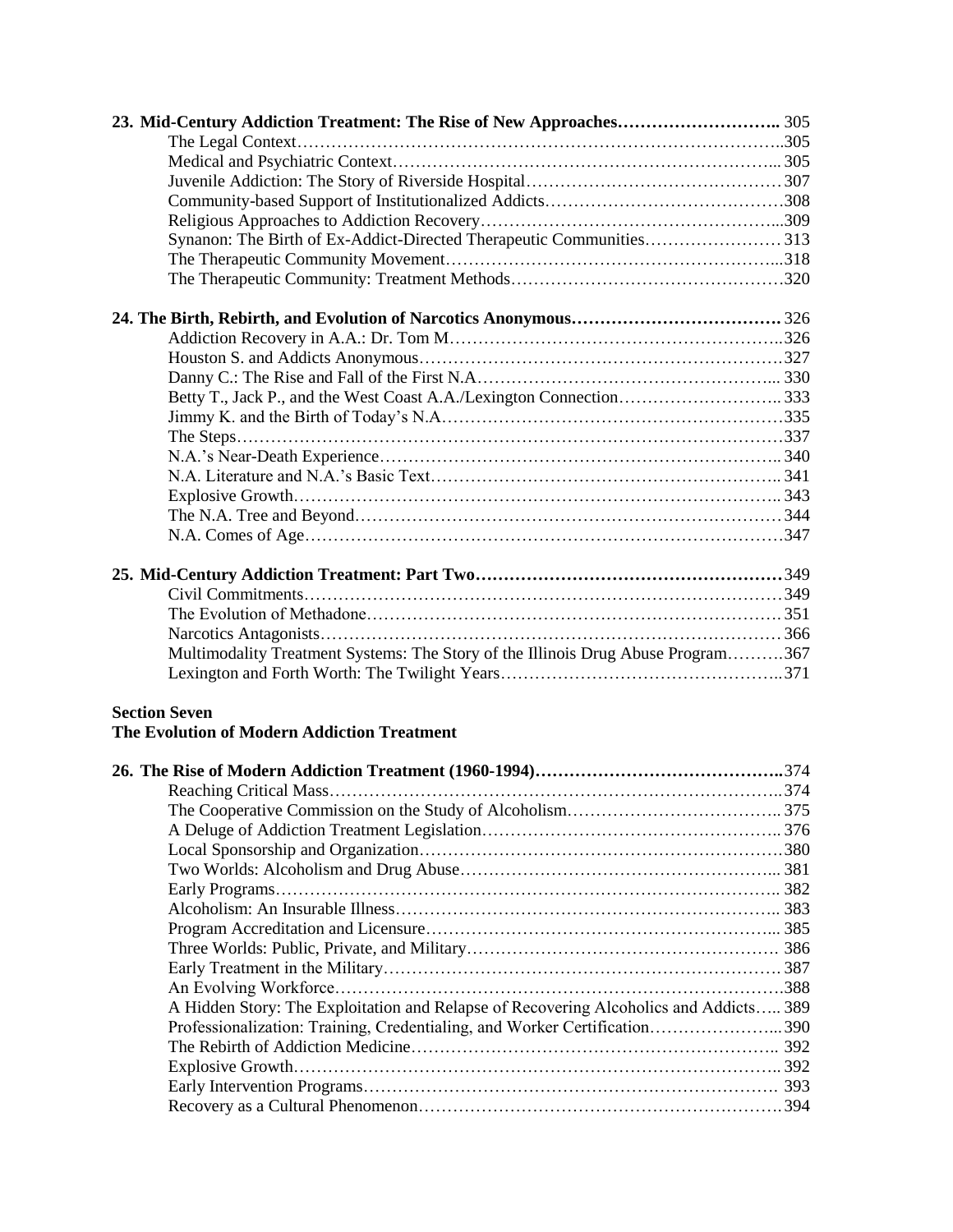**23. Mid-Century Addiction Treatment: The Rise of New Approaches……………………….. 305**

- The Legal Context……………………………………………………………………………..305
- Medical and Psychiatric Context……………………………………………………………... 305
- Juvenile Addiction: The Story of Riverside Hospital……………………………………… 307
- Community-based Support of Institutionalized Addicts…………………………………… 308
- Religious Approaches to Addiction Recovery……………………………………………...309
- Synanon: The Birth of Ex-Addict-Directed Therapeutic Communities…………………… 313
- The Therapeutic Community Movement…………………………………………………...318
- The Therapeutic Community: Treatment Methods…………………………………………320

**24. The Birth, Rebirth, and Evolution of Narcotics Anonymous……………………………… 326**

- Addiction Recovery in A.A.: Dr. Tom M…………………………………………………..326
- Houston S. and Addicts Anonymous……………………………………………………….327
- Danny C.: The Rise and Fall of the First N.A……………………………………………... 330
- Betty T., Jack P., and the West Coast A.A./Lexington Connection……………………….. 333
- Jimmy K. and the Birth of Today's N.A……………………………………………………335
- The Steps……………………………………………………………………………………337
- N.A.'s Near-Death Experience…………………………………………………………….. 340
- N.A. Literature and N.A.'s Basic Text…………………………………………………….. 341
- Explosive Growth………………………………………………………………………….. 343
- The N.A. Tree and Beyond…………………………………………………………………344
- N.A. Comes of Age…………………………………………………………………………347

**25. Mid-Century Addiction Treatment: Part Two………………………………………………349**

- Civil Commitments…………………………………………………………………………349
- The Evolution of Methadone……………………………………………………………….351
- Narcotics Antagonists………………………………………………………………………366
- Multimodality Treatment Systems: The Story of the Illinois Drug Abuse Program……….367
- Lexington and Forth Worth: The Twilight Years…………………………………………...371

**Section Seven**
**The Evolution of Modern Addiction Treatment**

**26. The Rise of Modern Addiction Treatment (1960-1994)…………………………………….374**

- Reaching Critical Mass……………………………………………………………………..374
- The Cooperative Commission on the Study of Alcoholism……………………………….. 375
- A Deluge of Addiction Treatment Legislation…………………………………………….. 376
- Local Sponsorship and Organization……………………………………………………….380
- Two Worlds: Alcoholism and Drug Abuse………………………………………………... 381
- Early Programs…………………………………………………………………………….. 382
- Alcoholism: An Insurable Illness………………………………………………………….. 383
- Program Accreditation and Licensure……………………………………………………... 385
- Three Worlds: Public, Private, and Military………………………………………………. 386
- Early Treatment in the Military…………………………………………………………….387
- An Evolving Workforce…………………………………………………………………….388
- A Hidden Story: The Exploitation and Relapse of Recovering Alcoholics and Addicts….. 389
- Professionalization: Training, Credentialing, and Worker Certification…………………...390
- The Rebirth of Addiction Medicine……………………………………………………….. 392
- Explosive Growth…………………………………………………………………………..392
- Early Intervention Programs………………………………………………………………. 393
- Recovery as a Cultural Phenomenon……………………………………………………….394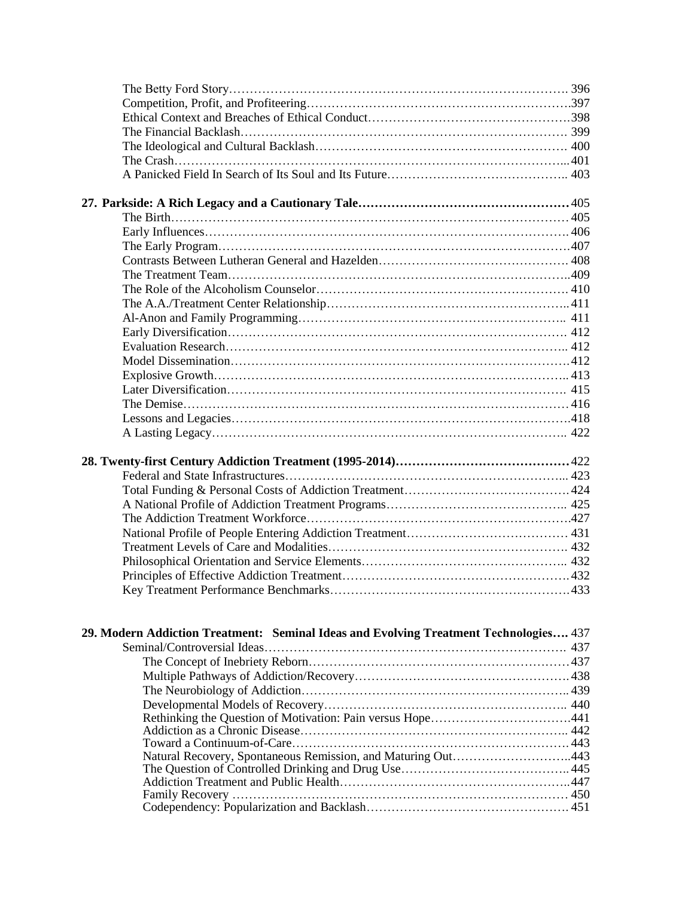The Betty Ford Story…………………………………………………………………………. 396
Competition, Profit, and Profiteering……………………………………………………….397
Ethical Context and Breaches of Ethical Conduct………………………………………….398
The Financial Backlash………………………………………………………………………. 399
The Ideological and Cultural Backlash……………………………………………………. 400
The Crash……………………………………………………………………………………... 401
A Panicked Field In Search of Its Soul and Its Future…………………………………….. 403

**27. Parkside: A Rich Legacy and a Cautionary Tale…………………………………………… 405**
The Birth…………………………………………………………………………………… 405
Early Influences…………………………………………………………………………… 406
The Early Program……………………………………………………………………….407
Contrasts Between Lutheran General and Hazelden………………………………………. 408
The Treatment Team……………………………………………………………………..409
The Role of the Alcoholism Counselor……………………………………………………. 410
The A.A./Treatment Center Relationship…………………………………………………... 411
Al-Anon and Family Programming………………………………………………………….. 411
Early Diversification……………………………………………………………………… 412
Evaluation Research……………………………………………………………………….. 412
Model Dissemination…………………………………………………………………………412
Explosive Growth………………………………………………………………………….. 413
Later Diversification……………………………………………………………………… 415
The Demise…………………………………………………………………………………… 416
Lessons and Legacies………………………………………………………………………….418
A Lasting Legacy…………………………………………………………………………….. 422

**28. Twenty-first Century Addiction Treatment (1995-2014)…………………………………… 422**
Federal and State Infrastructures…………………………………………………………... 423
Total Funding & Personal Costs of Addiction Treatment…………………………………. 424
A National Profile of Addiction Treatment Programs…………………………………….. 425
The Addiction Treatment Workforce…………………………………………………………427
National Profile of People Entering Addiction Treatment………………………………… 431
Treatment Levels of Care and Modalities…………………………………………………. 432
Philosophical Orientation and Service Elements………………………………………….. 432
Principles of Effective Addiction Treatment……………………………………………… 432
Key Treatment Performance Benchmarks………………………………………………….433

**29. Modern Addiction Treatment: Seminal Ideas and Evolving Treatment Technologies…. 437**
Seminal/Controversial Ideas………………………………………………………………. 437
- The Concept of Inebriety Reborn……………………………………………………… 437
- Multiple Pathways of Addiction/Recovery…………………………………………… 438
- The Neurobiology of Addiction……………………………………………………….. 439
- Developmental Models of Recovery………………………………………………….. 440
- Rethinking the Question of Motivation: Pain versus Hope…………………………….441
- Addiction as a Chronic Disease……………………………………………………….. 442
- Toward a Continuum-of-Care………………………………………………………… 443
- Natural Recovery, Spontaneous Remission, and Maturing Out………………………..443
- The Question of Controlled Drinking and Drug Use………………………………….. 445
- Addiction Treatment and Public Health………………………………………………..447
- Family Recovery ……………………………………………………………………… 450
- Codependency: Popularization and Backlash…………………………………………. 451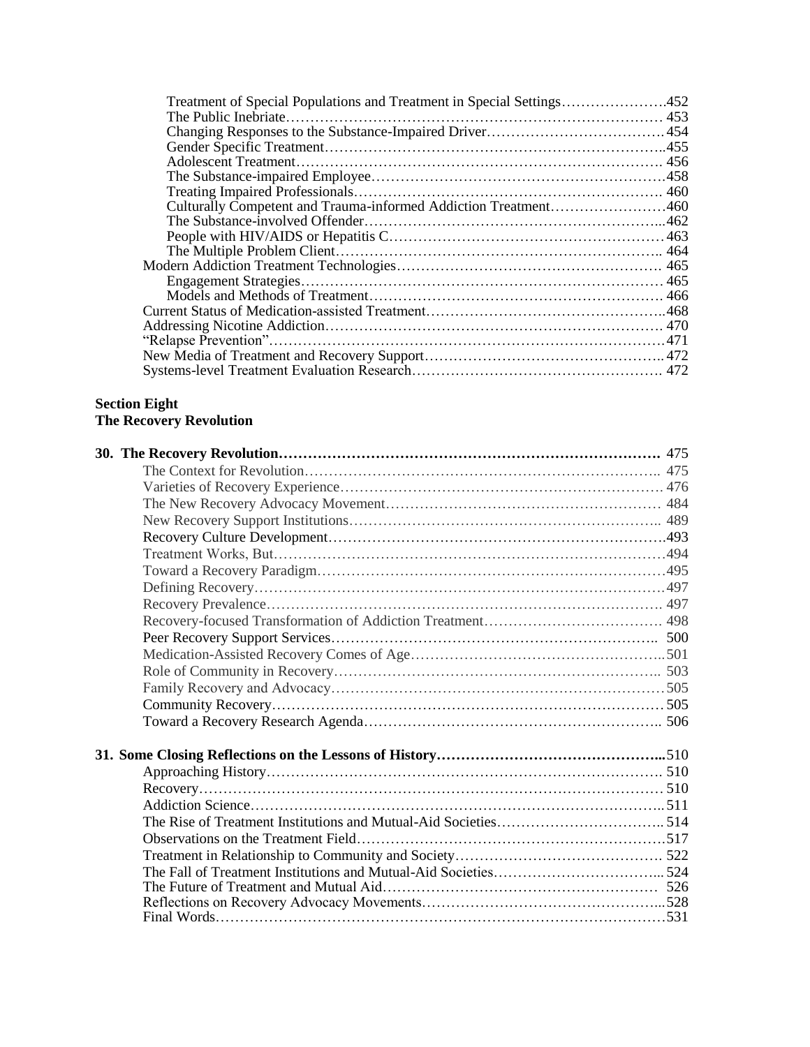Treatment of Special Populations and Treatment in Special Settings………………….452
The Public Inebriate……………………………………………………………………… 453
Changing Responses to the Substance-Impaired Driver………………………………. 454
Gender Specific Treatment……………………………………………………………..455
Adolescent Treatment…………………………………………………………………. 456
The Substance-impaired Employee…………………………………………………….458
Treating Impaired Professionals………………………………………………………. 460
Culturally Competent and Trauma-informed Addiction Treatment……………………460
The Substance-involved Offender……………………………………………………...462
People with HIV/AIDS or Hepatitis C………………………………………………… 463
The Multiple Problem Client………………………………………………………….. 464
Modern Addiction Treatment Technologies……………………………………………. 465
Engagement Strategies………………………………………………………………… 465
Models and Methods of Treatment……………………………………………………. 466
Current Status of Medication-assisted Treatment…………………………………………..468
Addressing Nicotine Addiction……………………………………………………………. 470
"Relapse Prevention"………………………………………………………………………471
New Media of Treatment and Recovery Support………………………………………….. 472
Systems-level Treatment Evaluation Research……………………………………………. 472

**Section Eight**
**The Recovery Revolution**

**30. The Recovery Revolution………………………………………………………………… 475**
The Context for Revolution……………………………………………………………….. 475
Varieties of Recovery Experience………………………………………………………… 476
The New Recovery Advocacy Movement………………………………………………… 484
New Recovery Support Institutions……………………………………………………….. 489
Recovery Culture Development……………………………………………………………..493
Treatment Works, But……………………………………………………………………….494
Toward a Recovery Paradigm……………………………………………………………….495
Defining Recovery…………………………………………………………………………..497
Recovery Prevalence………………………………………………………………………. 497
Recovery-focused Transformation of Addiction Treatment………………………………. 498
Peer Recovery Support Services…………………………………………………………. 500
Medication-Assisted Recovery Comes of Age……………………………………………..501
Role of Community in Recovery………………………………………………………….. 503
Family Recovery and Advocacy…………………………………………………………… 505
Community Recovery……………………………………………………………………… 505
Toward a Recovery Research Agenda…………………………………………………….. 506

**31. Some Closing Reflections on the Lessons of History………………………………………...510**
Approaching History………………………………………………………………………. 510
Recovery…………………………………………………………………………………… 510
Addiction Science………………………………………………………………………….. 511
The Rise of Treatment Institutions and Mutual-Aid Societies……………………………. 514
Observations on the Treatment Field……………………………………………………….517
Treatment in Relationship to Community and Society……………………………………. 522
The Fall of Treatment Institutions and Mutual-Aid Societies……………………………... 524
The Future of Treatment and Mutual Aid…………………………………………………. 526
Reflections on Recovery Advocacy Movements…………………………………………...528
Final Words………………………………………………………………………………….531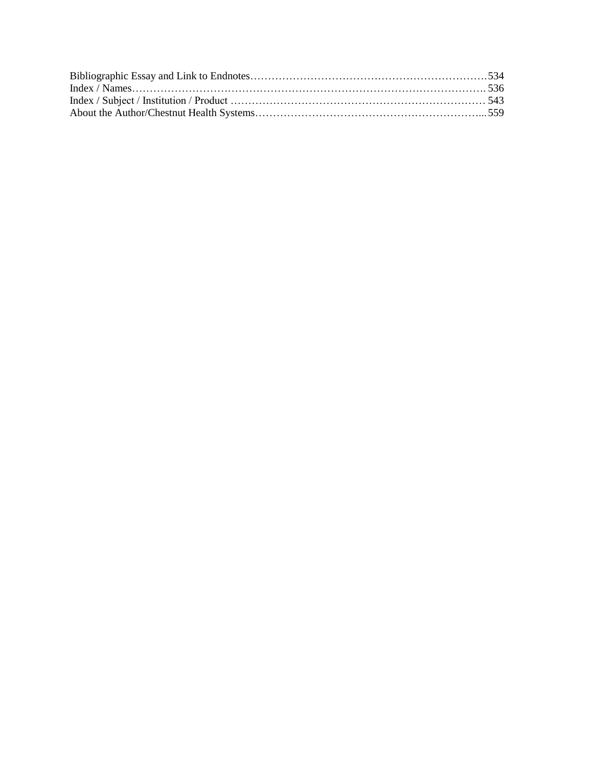Bibliographic Essay and Link to Endnotes……………………………………………………………534
Index / Names……………………………………………………………………………………… 536
Index / Subject / Institution / Product ………………………………………………………………… 543
About the Author/Chestnut Health Systems………………………………………………………... 559